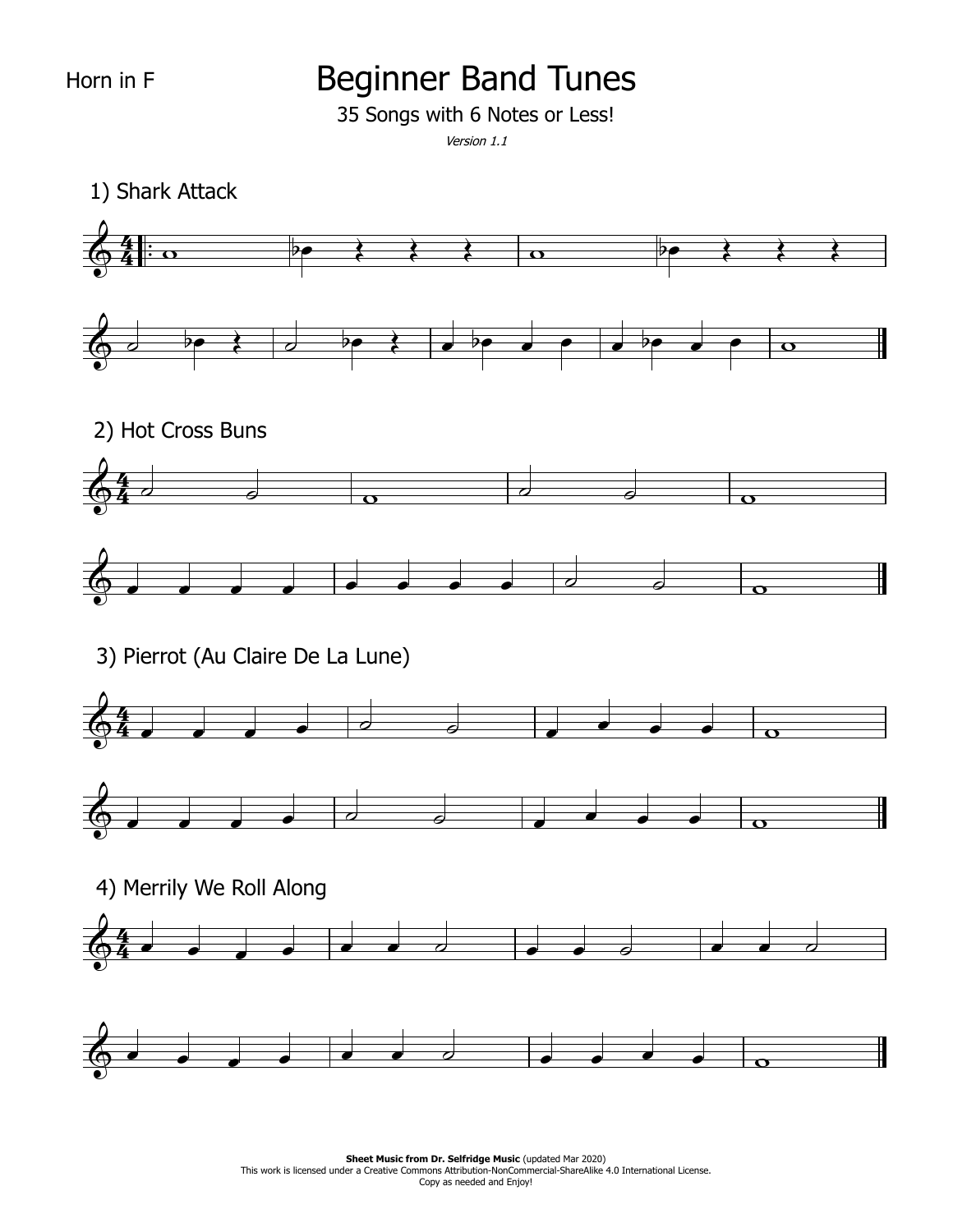Horn in F

# Beginner Band Tunes

35 Songs with 6 Notes or Less!

*Version 1.1*

## 1) Shark Attack

## 2) Hot Cross Buns

## 3) Pierrot (Au Claire De La Lune)

## 4) Merrily We Roll Along

**Sheet Music from Dr. Selfridge Music** (updated Mar 2020)
This work is licensed under a Creative Commons Attribution-NonCommercial-ShareAlike 4.0 International License.
Copy as needed and Enjoy!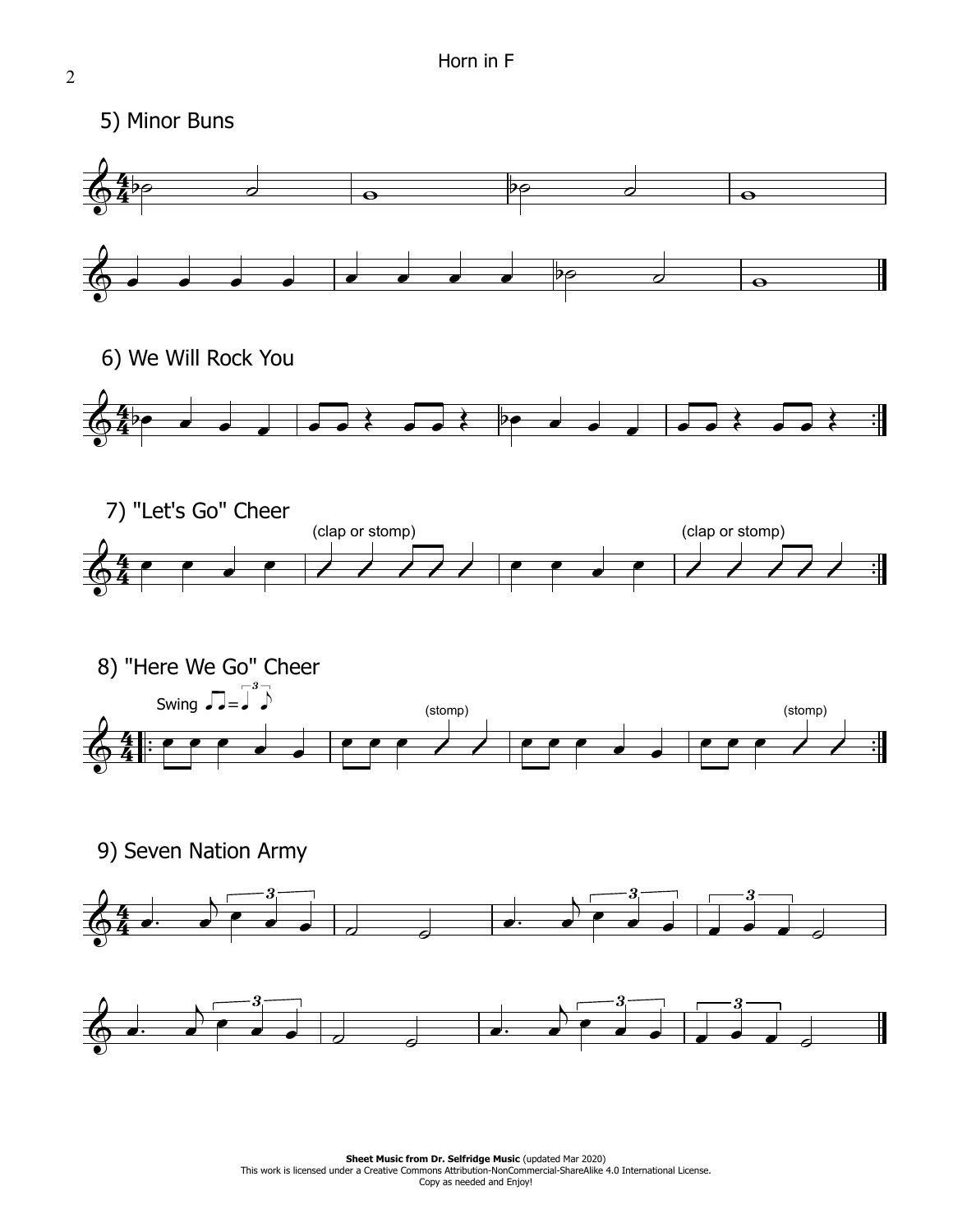## 5) Minor Buns

## 6) We Will Rock You

## 7) "Let's Go" Cheer

(clap or stomp)

(clap or stomp)

## 8) "Here We Go" Cheer

Swing

(stomp)

(stomp)

## 9) Seven Nation Army

**Sheet Music from Dr. Selfridge Music** (updated Mar 2020)
This work is licensed under a Creative Commons Attribution-NonCommercial-ShareAlike 4.0 International License.
Copy as needed and Enjoy!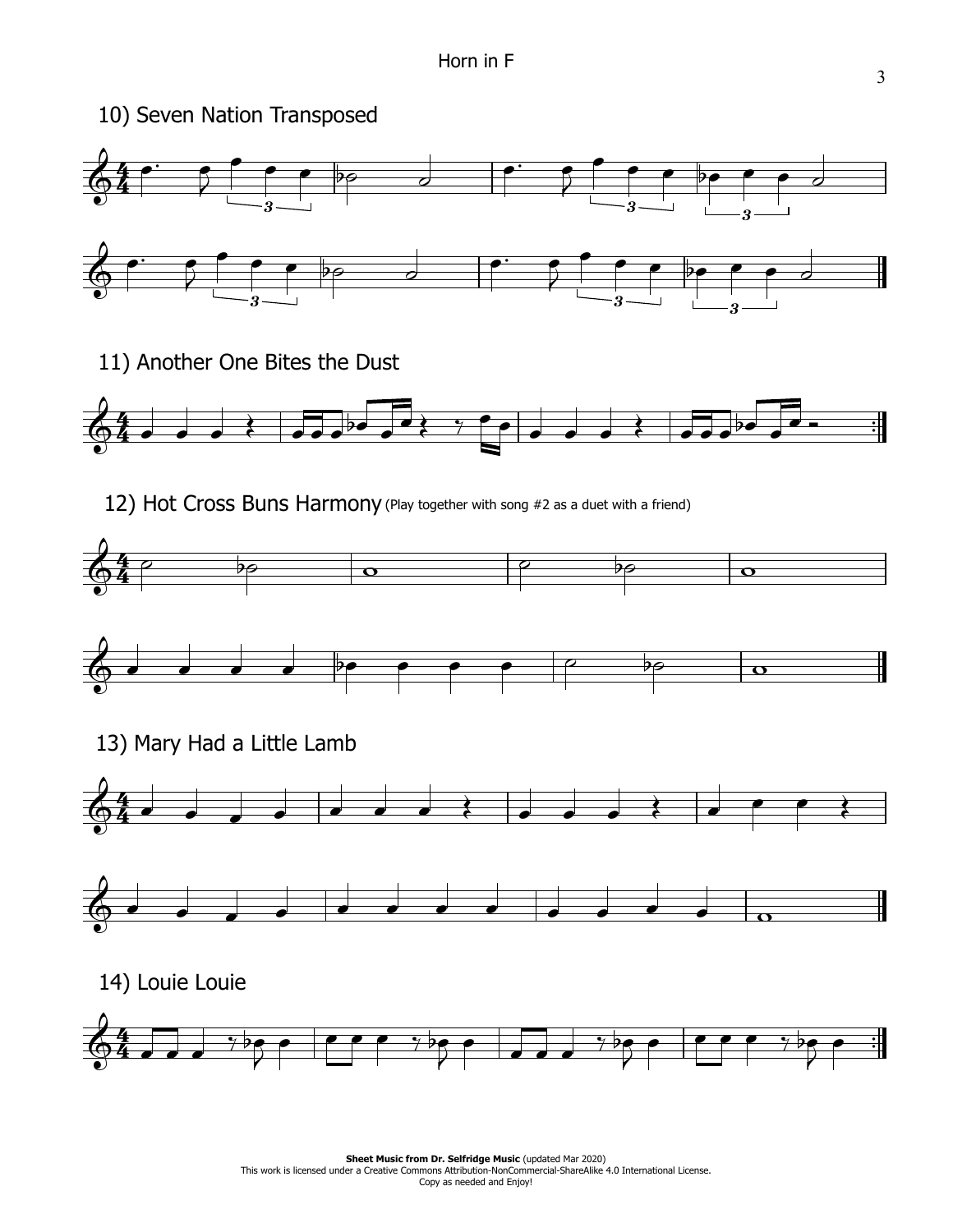## 10) Seven Nation Transposed

## 11) Another One Bites the Dust

## 12) Hot Cross Buns Harmony (Play together with song #2 as a duet with a friend)

## 13) Mary Had a Little Lamb

## 14) Louie Louie

**Sheet Music from Dr. Selfridge Music** (updated Mar 2020)
This work is licensed under a Creative Commons Attribution-NonCommercial-ShareAlike 4.0 International License.
Copy as needed and Enjoy!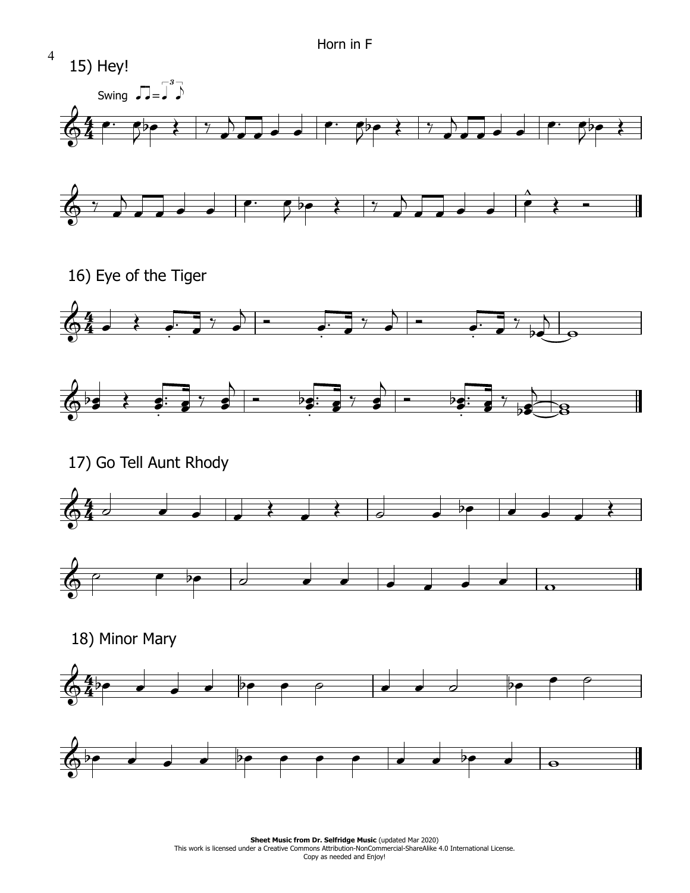Horn in F

## 15) Hey!

Swing

## 16) Eye of the Tiger

## 17) Go Tell Aunt Rhody

## 18) Minor Mary

**Sheet Music from Dr. Selfridge Music** (updated Mar 2020)
This work is licensed under a Creative Commons Attribution-NonCommercial-ShareAlike 4.0 International License.
Copy as needed and Enjoy!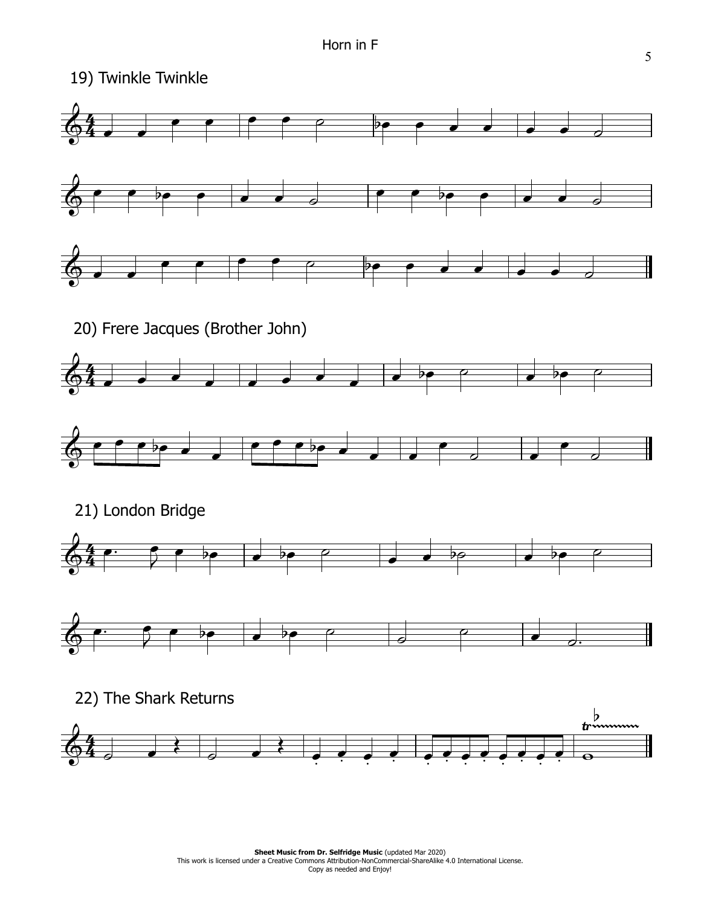## 19) Twinkle Twinkle

## 20) Frere Jacques (Brother John)

## 21) London Bridge

## 22) The Shark Returns

**Sheet Music from Dr. Selfridge Music** (updated Mar 2020)
This work is licensed under a Creative Commons Attribution-NonCommercial-ShareAlike 4.0 International License.
Copy as needed and Enjoy!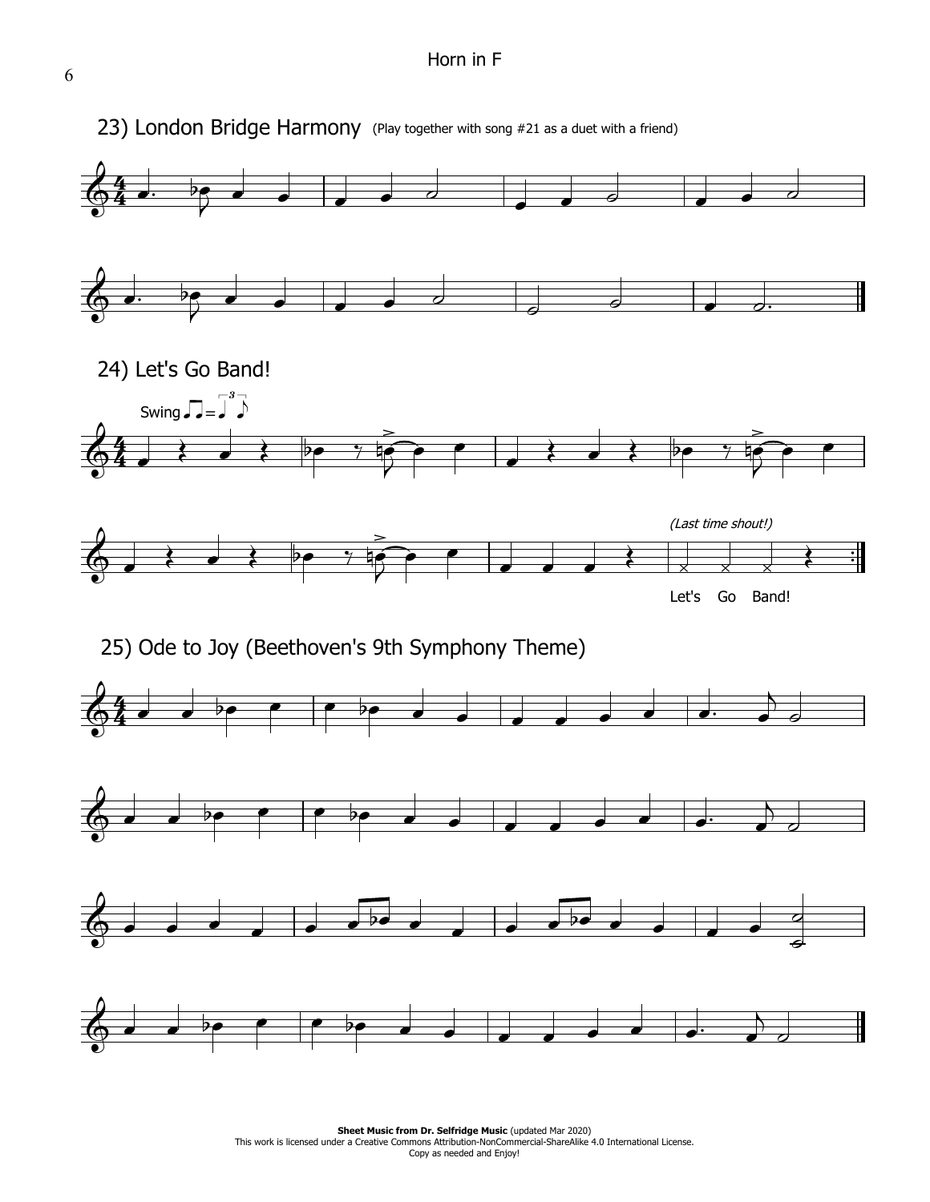## 23) London Bridge Harmony (Play together with song #21 as a duet with a friend)

## 24) Let's Go Band!

Swing

*(Last time shout!)*

Let's Go Band!

## 25) Ode to Joy (Beethoven's 9th Symphony Theme)

**Sheet Music from Dr. Selfridge Music** (updated Mar 2020)
This work is licensed under a Creative Commons Attribution-NonCommercial-ShareAlike 4.0 International License.
Copy as needed and Enjoy!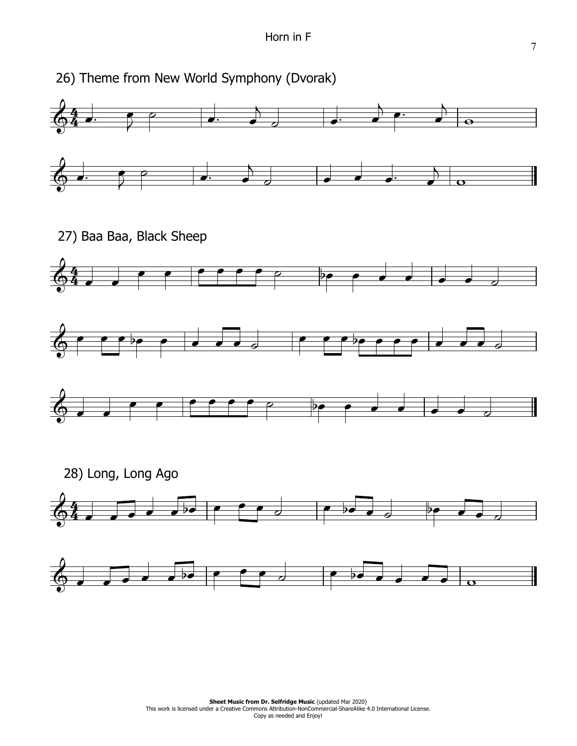26) Theme from New World Symphony (Dvorak)

27) Baa Baa, Black Sheep

28) Long, Long Ago

**Sheet Music from Dr. Selfridge Music** (updated Mar 2020)
This work is licensed under a Creative Commons Attribution-NonCommercial-ShareAlike 4.0 International License.
Copy as needed and Enjoy!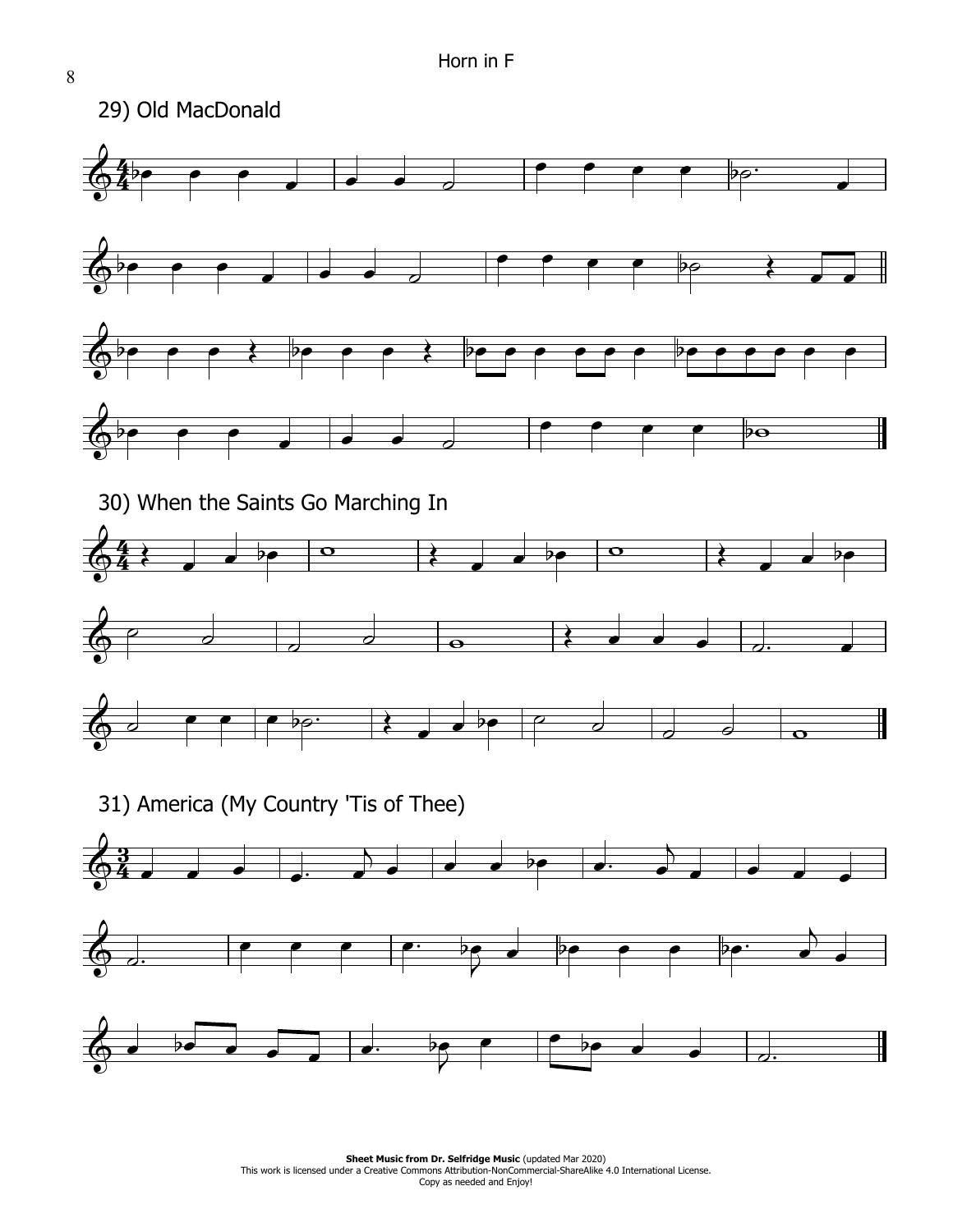## 29) Old MacDonald

## 30) When the Saints Go Marching In

## 31) America (My Country 'Tis of Thee)

**Sheet Music from Dr. Selfridge Music** (updated Mar 2020)
This work is licensed under a Creative Commons Attribution-NonCommercial-ShareAlike 4.0 International License.
Copy as needed and Enjoy!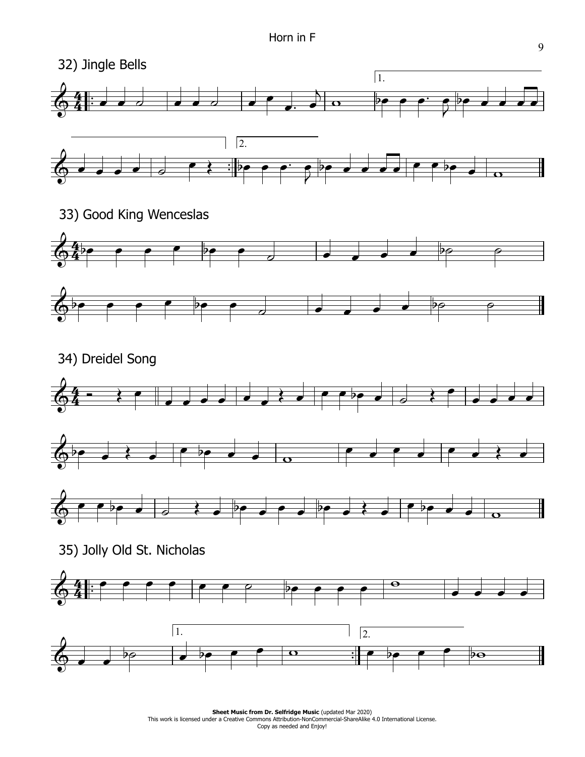32) Jingle Bells

33) Good King Wenceslas

34) Dreidel Song

35) Jolly Old St. Nicholas

**Sheet Music from Dr. Selfridge Music** (updated Mar 2020)
This work is licensed under a Creative Commons Attribution-NonCommercial-ShareAlike 4.0 International License.
Copy as needed and Enjoy!